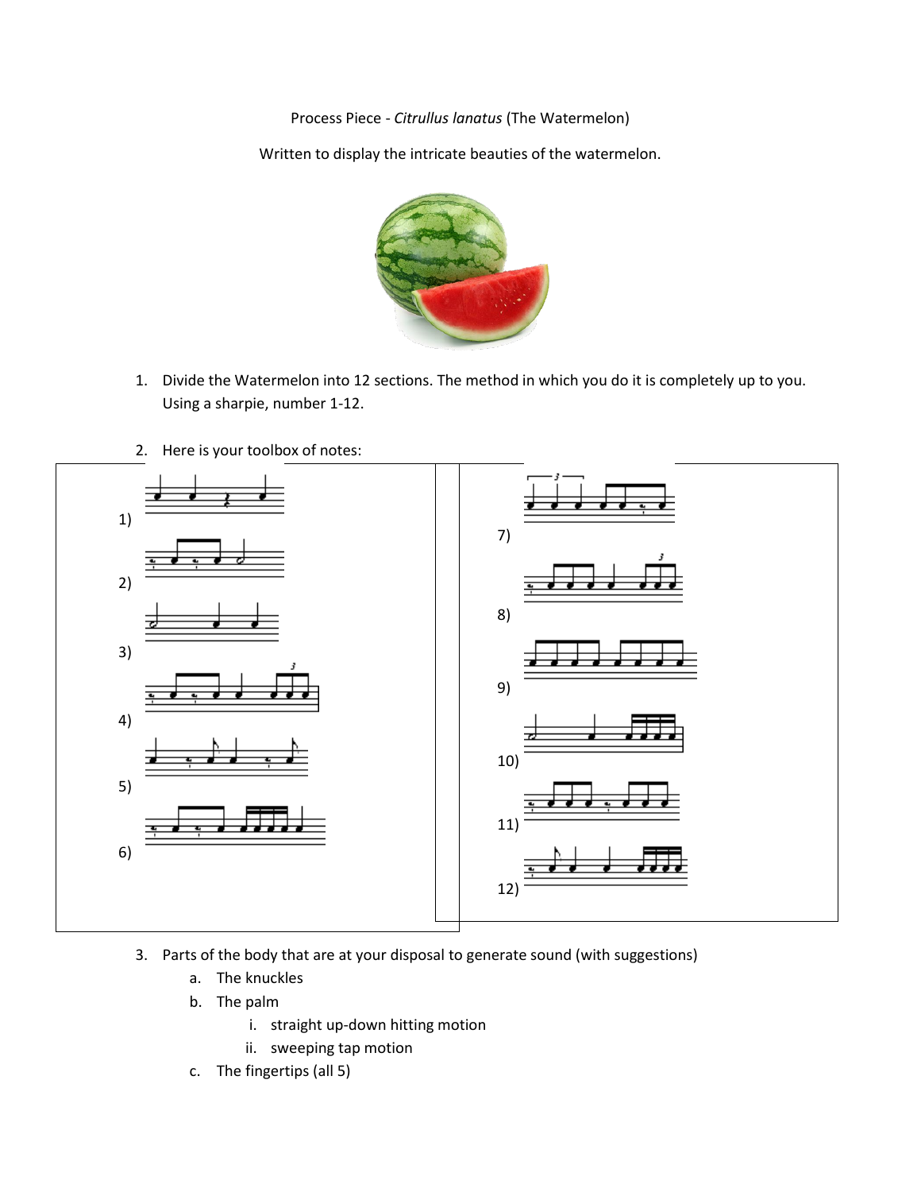Process Piece - *Citrullus lanatus* (The Watermelon)

Written to display the intricate beauties of the watermelon.

1. Divide the Watermelon into 12 sections. The method in which you do it is completely up to you. Using a sharpie, number 1-12.

2. Here is your toolbox of notes:

1)
2)
3)
4)
5)
6)
7)
8)
9)
10)
11)
12)

3. Parts of the body that are at your disposal to generate sound (with suggestions)
   a. The knuckles
   b. The palm
      i. straight up-down hitting motion
      ii. sweeping tap motion
   c. The fingertips (all 5)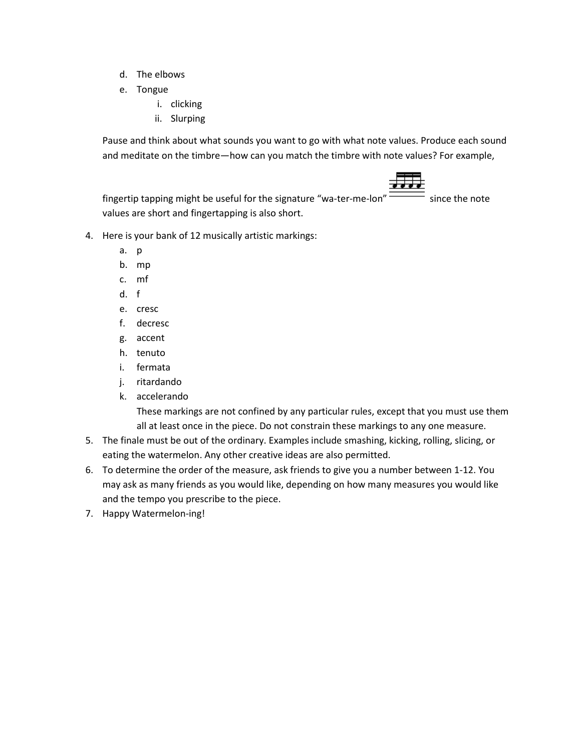d. The elbows
e. Tongue
    i. clicking
    ii. Slurping

Pause and think about what sounds you want to go with what note values. Produce each sound and meditate on the timbre—how can you match the timbre with note values? For example, fingertip tapping might be useful for the signature "wa-ter-me-lon" since the note values are short and fingertapping is also short.

4. Here is your bank of 12 musically artistic markings:
    a. p
    b. mp
    c. mf
    d. f
    e. cresc
    f. decresc
    g. accent
    h. tenuto
    i. fermata
    j. ritardando
    k. accelerando

    These markings are not confined by any particular rules, except that you must use them all at least once in the piece. Do not constrain these markings to any one measure.
5. The finale must be out of the ordinary. Examples include smashing, kicking, rolling, slicing, or eating the watermelon. Any other creative ideas are also permitted.
6. To determine the order of the measure, ask friends to give you a number between 1-12. You may ask as many friends as you would like, depending on how many measures you would like and the tempo you prescribe to the piece.
7. Happy Watermelon-ing!